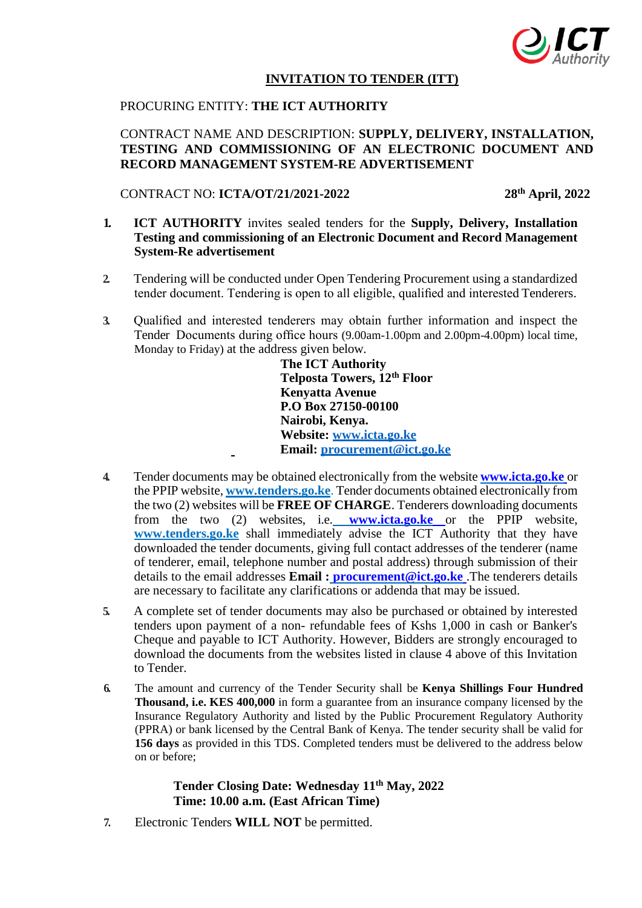# INVITATION TO TENDER (ITT)

PROCURING ENTITY: **THE ICT AUTHORITY**

CONTRACT NAME AND DESCRIPTION: **SUPPLY, DELIVERY, INSTALLATION, TESTING AND COMMISSIONING OF AN ELECTRONIC DOCUMENT AND RECORD MANAGEMENT SYSTEM-RE ADVERTISEMENT**

CONTRACT NO: **ICTA/OT/21/2021-2022** **28th April, 2022**

1. **ICT AUTHORITY** invites sealed tenders for the **Supply, Delivery, Installation Testing and commissioning of an Electronic Document and Record Management System-Re advertisement**

2. Tendering will be conducted under Open Tendering Procurement using a standardized tender document. Tendering is open to all eligible, qualified and interested Tenderers.

3. Qualified and interested tenderers may obtain further information and inspect the Tender Documents during office hours (9.00am-1.00pm and 2.00pm-4.00pm) local time, Monday to Friday) at the address given below.

   **The ICT Authority**
   **Telposta Towers, 12th Floor**
   **Kenyatta Avenue**
   **P.O Box 27150-00100**
   **Nairobi, Kenya.**
   **Website: www.icta.go.ke**
   **Email: procurement@ict.go.ke**

4. Tender documents may be obtained electronically from the website **www.icta.go.ke** or the PPIP website, **www.tenders.go.ke**. Tender documents obtained electronically from the two (2) websites will be **FREE OF CHARGE**. Tenderers downloading documents from the two (2) websites, i.e. **www.icta.go.ke** or the PPIP website, **www.tenders.go.ke** shall immediately advise the ICT Authority that they have downloaded the tender documents, giving full contact addresses of the tenderer (name of tenderer, email, telephone number and postal address) through submission of their details to the email addresses **Email : procurement@ict.go.ke** .The tenderers details are necessary to facilitate any clarifications or addenda that may be issued.

5. A complete set of tender documents may also be purchased or obtained by interested tenders upon payment of a non- refundable fees of Kshs 1,000 in cash or Banker's Cheque and payable to ICT Authority. However, Bidders are strongly encouraged to download the documents from the websites listed in clause 4 above of this Invitation to Tender.

6. The amount and currency of the Tender Security shall be **Kenya Shillings Four Hundred Thousand, i.e. KES 400,000** in form a guarantee from an insurance company licensed by the Insurance Regulatory Authority and listed by the Public Procurement Regulatory Authority (PPRA) or bank licensed by the Central Bank of Kenya. The tender security shall be valid for **156 days** as provided in this TDS. Completed tenders must be delivered to the address below on or before;

   **Tender Closing Date: Wednesday 11th May, 2022**
   **Time: 10.00 a.m. (East African Time)**

7. Electronic Tenders **WILL NOT** be permitted.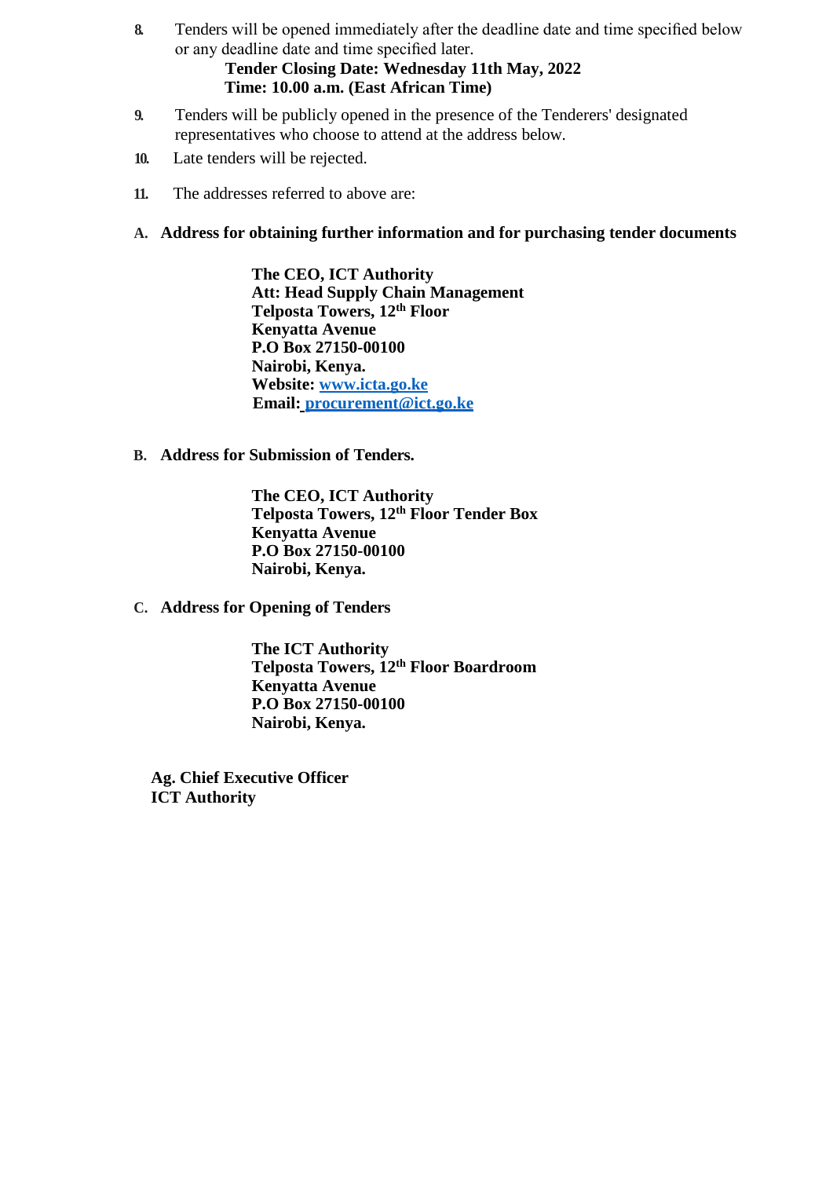8. Tenders will be opened immediately after the deadline date and time specified below or any deadline date and time specified later.

   **Tender Closing Date: Wednesday 11th May, 2022**
   **Time: 10.00 a.m. (East African Time)**

9. Tenders will be publicly opened in the presence of the Tenderers' designated representatives who choose to attend at the address below.

10. Late tenders will be rejected.

11. The addresses referred to above are:

**A. Address for obtaining further information and for purchasing tender documents**

**The CEO, ICT Authority**
**Att: Head Supply Chain Management**
**Telposta Towers, 12th Floor**
**Kenyatta Avenue**
**P.O Box 27150-00100**
**Nairobi, Kenya.**
**Website: www.icta.go.ke**
**Email: procurement@ict.go.ke**

**B. Address for Submission of Tenders.**

**The CEO, ICT Authority**
**Telposta Towers, 12th Floor Tender Box**
**Kenyatta Avenue**
**P.O Box 27150-00100**
**Nairobi, Kenya.**

**C. Address for Opening of Tenders**

**The ICT Authority**
**Telposta Towers, 12th Floor Boardroom**
**Kenyatta Avenue**
**P.O Box 27150-00100**
**Nairobi, Kenya.**

**Ag. Chief Executive Officer**
**ICT Authority**